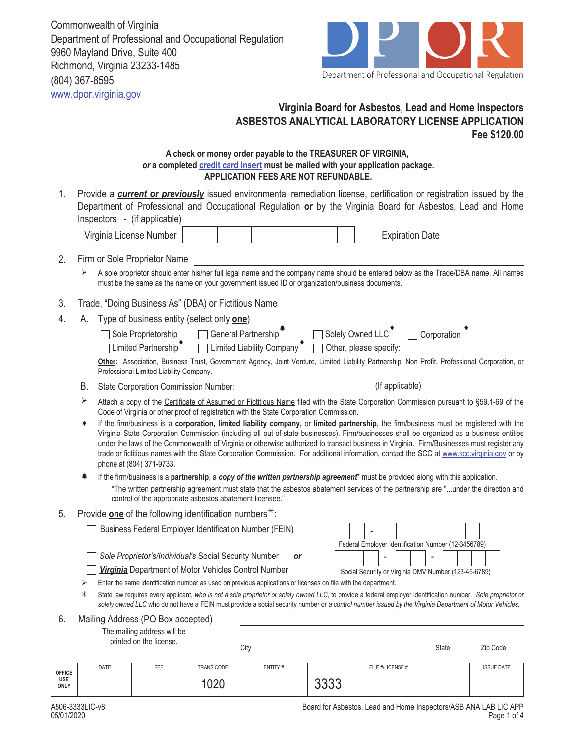Commonwealth of Virginia
Department of Professional and Occupational Regulation
9960 Mayland Drive, Suite 400
Richmond, Virginia 23233-1485
(804) 367-8595
www.dpor.virginia.gov

DPOR
Department of Professional and Occupational Regulation

## Virginia Board for Asbestos, Lead and Home Inspectors
## ASBESTOS ANALYTICAL LABORATORY LICENSE APPLICATION
### Fee $120.00

**A check or money order payable to the TREASURER OF VIRGINIA,**
***or*** **a completed credit card insert must be mailed with your application package.**
**APPLICATION FEES ARE NOT REFUNDABLE.**

1. Provide a ***current or previously*** issued environmental remediation license, certification or registration issued by the Department of Professional and Occupational Regulation **or** by the Virginia Board for Asbestos, Lead and Home Inspectors - (if applicable)

   Virginia License Number ☐☐☐☐☐☐☐☐☐☐ Expiration Date ______________

2. Firm or Sole Proprietor Name ______________________________

   ➢ A sole proprietor should enter his/her full legal name and the company name should be entered below as the Trade/DBA name. All names must be the same as the name on your government issued ID or organization/business documents.

3. Trade, "Doing Business As" (DBA) or Fictitious Name ______________________________

4. A. Type of business entity (select only **one**)

   ☐ Sole Proprietorship ☐ General Partnership ✷ ☐ Solely Owned LLC ♦ ☐ Corporation ♦
   ☐ Limited Partnership ♦ ☐ Limited Liability Company ♦ ☐ Other, please specify: ______________

   **Other:** Association, Business Trust, Government Agency, Joint Venture, Limited Liability Partnership, Non Profit, Professional Corporation, or Professional Limited Liability Company.

   B. State Corporation Commission Number: ______________ (If applicable)

   ➢ Attach a copy of the Certificate of Assumed or Fictitious Name filed with the State Corporation Commission pursuant to §59.1-69 of the Code of Virginia or other proof of registration with the State Corporation Commission.

   ♦ If the firm/business is a **corporation, limited liability company,** or **limited partnership**, the firm/business must be registered with the Virginia State Corporation Commission (including all out-of-state businesses). Firm/businesses shall be organized as a business entities under the laws of the Commonwealth of Virginia or otherwise authorized to transact business in Virginia. Firm/Businesses must register any trade or fictitious names with the State Corporation Commission. For additional information, contact the SCC at www.scc.virginia.gov or by phone at (804) 371-9733.

   ✷ If the firm/business is a **partnership**, a ***copy of the written partnership agreement**** must be provided along with this application.
   *The written partnership agreement must state that the asbestos abatement services of the partnership are "...under the direction and control of the appropriate asbestos abatement licensee."

5. Provide **one** of the following identification numbers✳:

   ☐ Business Federal Employer Identification Number (FEIN) ☐☐ - ☐☐☐☐☐☐☐
   Federal Employer Identification Number (12-3456789)

   ☐ *Sole Proprietor's/Individual's* Social Security Number ***or***
   ☐ ***Virginia*** Department of Motor Vehicles Control Number ☐☐☐ - ☐☐ - ☐☐☐☐
   Social Security or Virginia DMV Number (123-45-6789)

   ➢ Enter the same identification number as used on previous applications or licenses on file with the department.

   ✳ State law requires every applicant*, who is not a sole proprietor or solely owned LLC,* to provide a federal employer identification number. *Sole proprietor or solely owned LLC* who do not have a FEIN must provide a social security number or *a control number issued by the Virginia Department of Motor Vehicles.*

6. Mailing Address (PO Box accepted) ______________________________

   The mailing address will be printed on the license.

   City ______________ State ______ Zip Code ______

| OFFICE USE ONLY | DATE | FEE | TRANS CODE | ENTITY # | FILE #/LICENSE # | ISSUE DATE |
|---|---|---|---|---|---|---|
| | | | 1020 | | 3333 | |

A506-3333LIC-v8
05/01/2020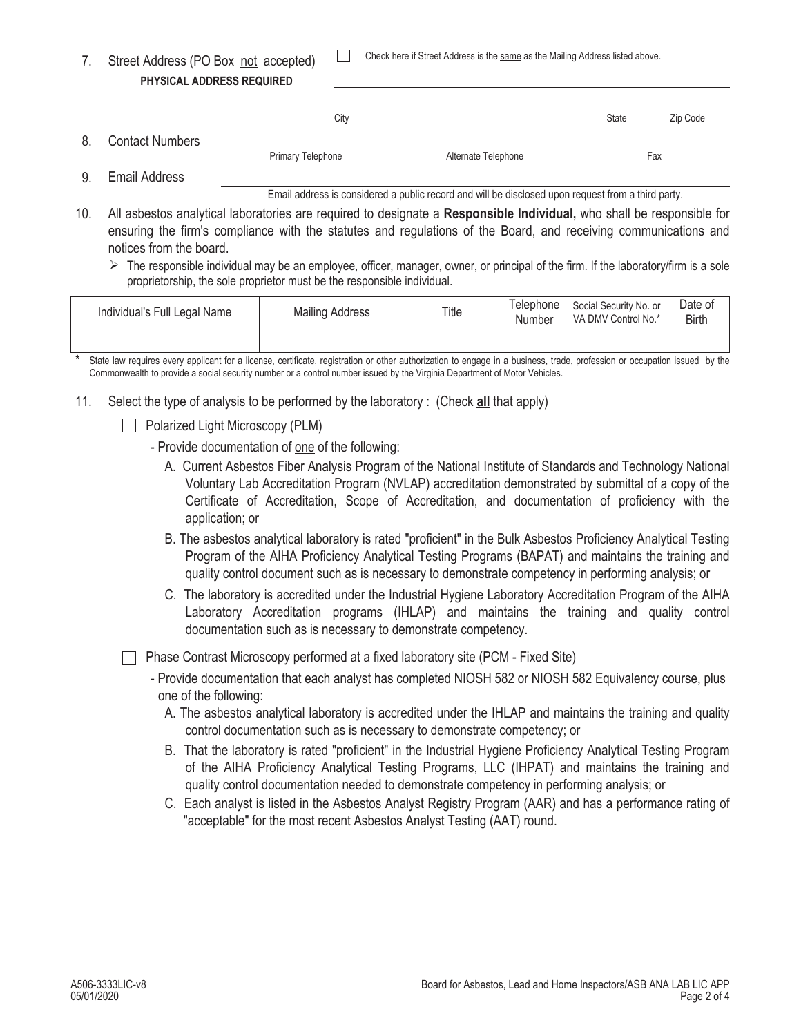7. Street Address (PO Box not accepted) ☐ Check here if Street Address is the same as the Mailing Address listed above.
   **PHYSICAL ADDRESS REQUIRED**

   ______________________________________________

   City ______________________ State ______ Zip Code ______

8. Contact Numbers

   Primary Telephone ______________ Alternate Telephone ______________ Fax ______________

9. Email Address ______________________________________________

   Email address is considered a public record and will be disclosed upon request from a third party.

10. All asbestos analytical laboratories are required to designate a **Responsible Individual,** who shall be responsible for ensuring the firm's compliance with the statutes and regulations of the Board, and receiving communications and notices from the board.

    - The responsible individual may be an employee, officer, manager, owner, or principal of the firm. If the laboratory/firm is a sole proprietorship, the sole proprietor must be the responsible individual.

| Individual's Full Legal Name | Mailing Address | Title | Telephone Number | Social Security No. or VA DMV Control No.* | Date of Birth |
|---|---|---|---|---|---|
| | | | | | |

\* State law requires every applicant for a license, certificate, registration or other authorization to engage in a business, trade, profession or occupation issued by the Commonwealth to provide a social security number or a control number issued by the Virginia Department of Motor Vehicles.

11. Select the type of analysis to be performed by the laboratory : (Check **all** that apply)

    ☐ Polarized Light Microscopy (PLM)

    - Provide documentation of one of the following:
      - A. Current Asbestos Fiber Analysis Program of the National Institute of Standards and Technology National Voluntary Lab Accreditation Program (NVLAP) accreditation demonstrated by submittal of a copy of the Certificate of Accreditation, Scope of Accreditation, and documentation of proficiency with the application; or
      - B. The asbestos analytical laboratory is rated "proficient" in the Bulk Asbestos Proficiency Analytical Testing Program of the AIHA Proficiency Analytical Testing Programs (BAPAT) and maintains the training and quality control document such as is necessary to demonstrate competency in performing analysis; or
      - C. The laboratory is accredited under the Industrial Hygiene Laboratory Accreditation Program of the AIHA Laboratory Accreditation programs (IHLAP) and maintains the training and quality control documentation such as is necessary to demonstrate competency.

    ☐ Phase Contrast Microscopy performed at a fixed laboratory site (PCM - Fixed Site)

    - Provide documentation that each analyst has completed NIOSH 582 or NIOSH 582 Equivalency course, plus one of the following:
      - A. The asbestos analytical laboratory is accredited under the IHLAP and maintains the training and quality control documentation such as is necessary to demonstrate competency; or
      - B. That the laboratory is rated "proficient" in the Industrial Hygiene Proficiency Analytical Testing Program of the AIHA Proficiency Analytical Testing Programs, LLC (IHPAT) and maintains the training and quality control documentation needed to demonstrate competency in performing analysis; or
      - C. Each analyst is listed in the Asbestos Analyst Registry Program (AAR) and has a performance rating of "acceptable" for the most recent Asbestos Analyst Testing (AAT) round.

A506-3333LIC-v8
05/01/2020
Board for Asbestos, Lead and Home Inspectors/ASB ANA LAB LIC APP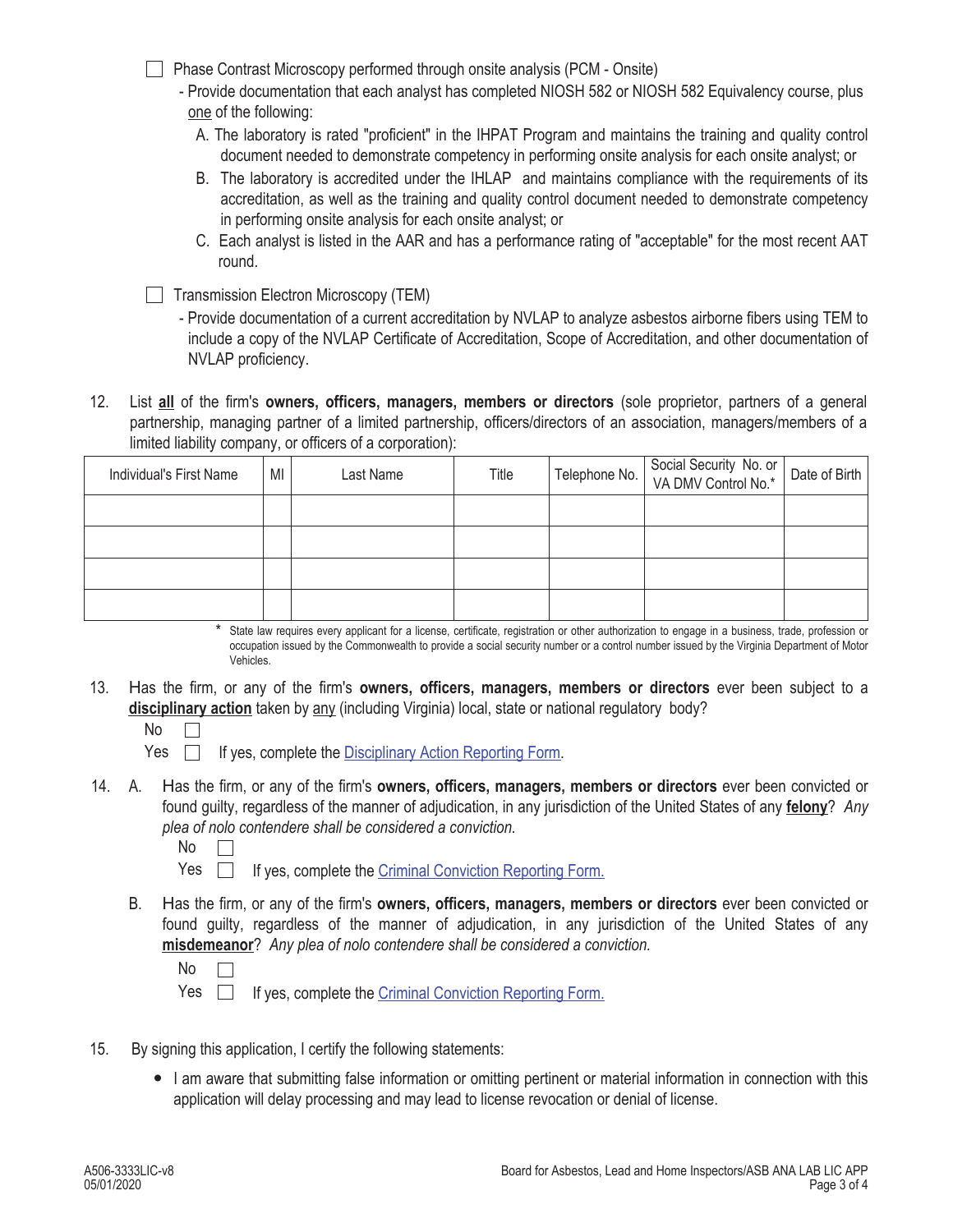☐ Phase Contrast Microscopy performed through onsite analysis (PCM - Onsite)

- Provide documentation that each analyst has completed NIOSH 582 or NIOSH 582 Equivalency course, plus one of the following:
  - A. The laboratory is rated "proficient" in the IHPAT Program and maintains the training and quality control document needed to demonstrate competency in performing onsite analysis for each onsite analyst; or
  - B. The laboratory is accredited under the IHLAP and maintains compliance with the requirements of its accreditation, as well as the training and quality control document needed to demonstrate competency in performing onsite analysis for each onsite analyst; or
  - C. Each analyst is listed in the AAR and has a performance rating of "acceptable" for the most recent AAT round.

☐ Transmission Electron Microscopy (TEM)

- Provide documentation of a current accreditation by NVLAP to analyze asbestos airborne fibers using TEM to include a copy of the NVLAP Certificate of Accreditation, Scope of Accreditation, and other documentation of NVLAP proficiency.

12. List **all** of the firm's **owners, officers, managers, members or directors** (sole proprietor, partners of a general partnership, managing partner of a limited partnership, officers/directors of an association, managers/members of a limited liability company, or officers of a corporation):

| Individual's First Name | MI | Last Name | Title | Telephone No. | Social Security No. or VA DMV Control No.* | Date of Birth |
|---|---|---|---|---|---|---|
| | | | | | | |
| | | | | | | |
| | | | | | | |
| | | | | | | |

\* State law requires every applicant for a license, certificate, registration or other authorization to engage in a business, trade, profession or occupation issued by the Commonwealth to provide a social security number or a control number issued by the Virginia Department of Motor Vehicles.

13. Has the firm, or any of the firm's **owners, officers, managers, members or directors** ever been subject to a **disciplinary action** taken by any (including Virginia) local, state or national regulatory body?

    No ☐
    
    Yes ☐ If yes, complete the Disciplinary Action Reporting Form.

14. A. Has the firm, or any of the firm's **owners, officers, managers, members or directors** ever been convicted or found guilty, regardless of the manner of adjudication, in any jurisdiction of the United States of any **felony**? *Any plea of nolo contendere shall be considered a conviction.*

    No ☐
    
    Yes ☐ If yes, complete the Criminal Conviction Reporting Form.

    B. Has the firm, or any of the firm's **owners, officers, managers, members or directors** ever been convicted or found guilty, regardless of the manner of adjudication, in any jurisdiction of the United States of any **misdemeanor**? *Any plea of nolo contendere shall be considered a conviction.*

    No ☐
    
    Yes ☐ If yes, complete the Criminal Conviction Reporting Form.

15. By signing this application, I certify the following statements:

    - I am aware that submitting false information or omitting pertinent or material information in connection with this application will delay processing and may lead to license revocation or denial of license.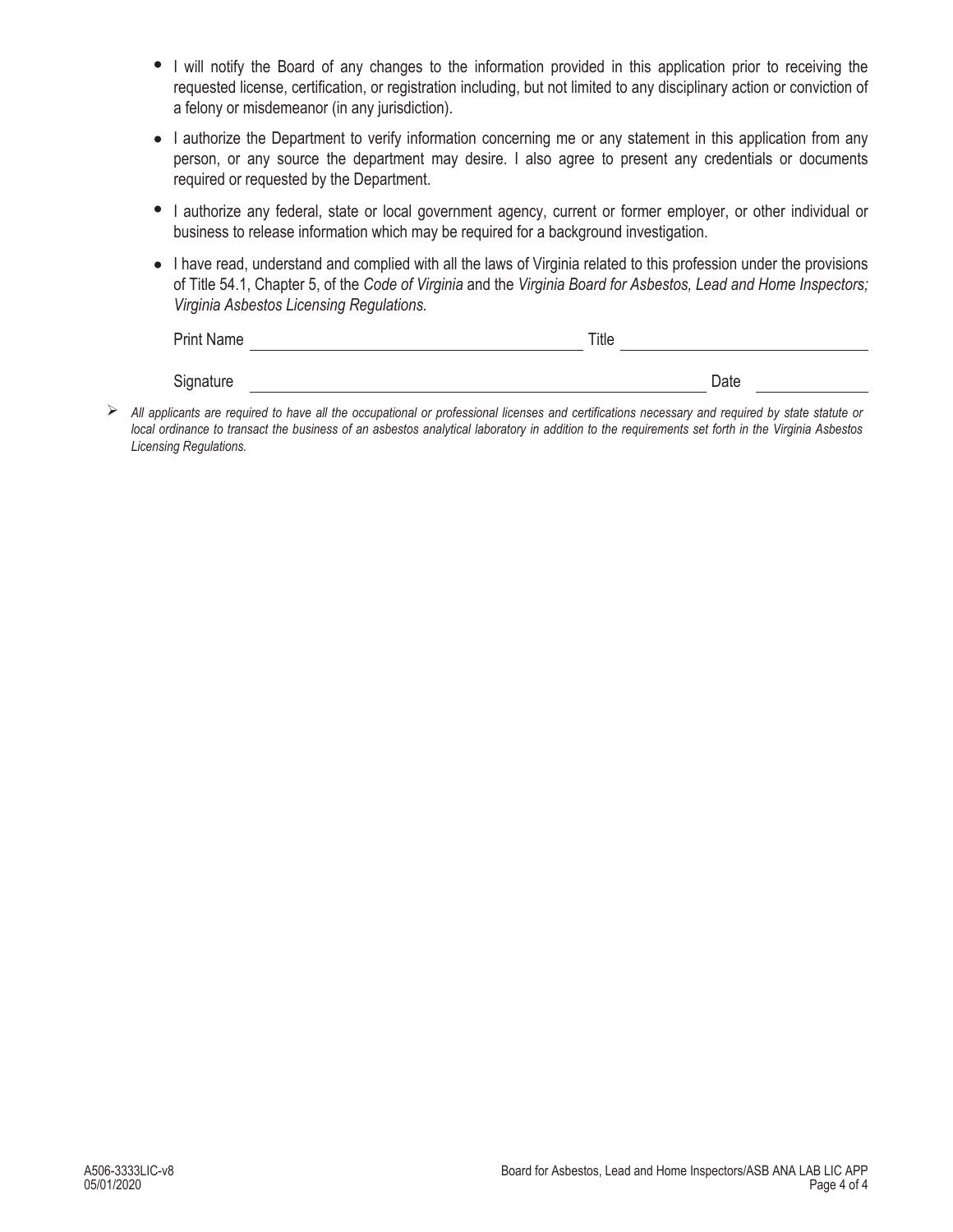- I will notify the Board of any changes to the information provided in this application prior to receiving the requested license, certification, or registration including, but not limited to any disciplinary action or conviction of a felony or misdemeanor (in any jurisdiction).
- I authorize the Department to verify information concerning me or any statement in this application from any person, or any source the department may desire. I also agree to present any credentials or documents required or requested by the Department.
- I authorize any federal, state or local government agency, current or former employer, or other individual or business to release information which may be required for a background investigation.
- I have read, understand and complied with all the laws of Virginia related to this profession under the provisions of Title 54.1, Chapter 5, of the *Code of Virginia* and the *Virginia Board for Asbestos, Lead and Home Inspectors; Virginia Asbestos Licensing Regulations.*

Print Name ______________________________ Title ______________________

Signature ______________________________________________ Date ____________

➢ *All applicants are required to have all the occupational or professional licenses and certifications necessary and required by state statute or local ordinance to transact the business of an asbestos analytical laboratory in addition to the requirements set forth in the Virginia Asbestos Licensing Regulations.*